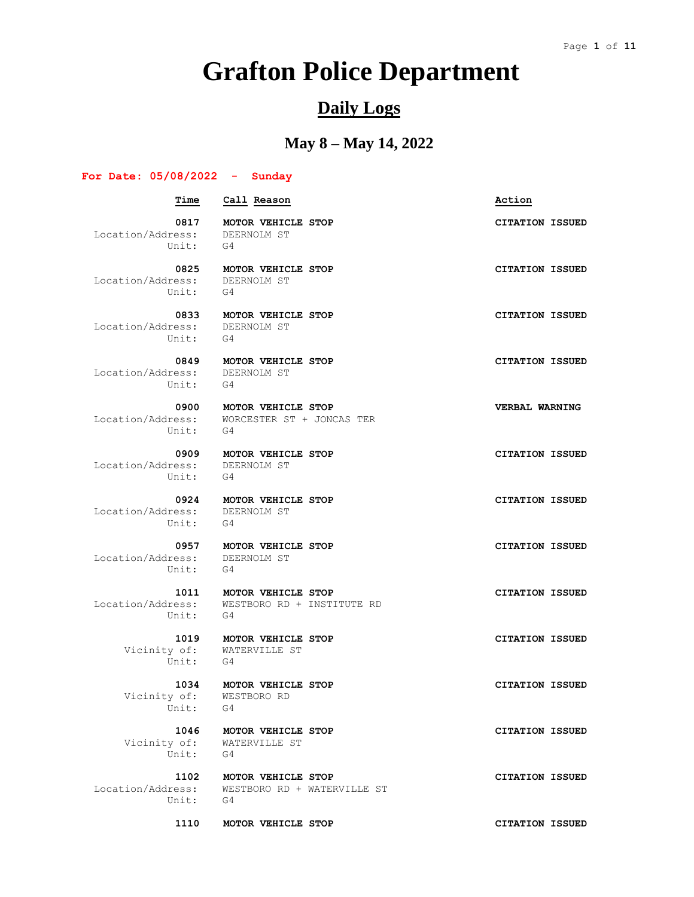# Grafton Police Department

## Daily Logs

### May 8 – May 14, 2022

**For Date: 05/08/2022 - Sunday**

| Time | Call Reason | Action |
|---|---|---|
| **0817** | **MOTOR VEHICLE STOP** | **CITATION ISSUED** |
| Location/Address: | DEERNOLM ST | |
| Unit: | G4 | |
| **0825** | **MOTOR VEHICLE STOP** | **CITATION ISSUED** |
| Location/Address: | DEERNOLM ST | |
| Unit: | G4 | |
| **0833** | **MOTOR VEHICLE STOP** | **CITATION ISSUED** |
| Location/Address: | DEERNOLM ST | |
| Unit: | G4 | |
| **0849** | **MOTOR VEHICLE STOP** | **CITATION ISSUED** |
| Location/Address: | DEERNOLM ST | |
| Unit: | G4 | |
| **0900** | **MOTOR VEHICLE STOP** | **VERBAL WARNING** |
| Location/Address: | WORCESTER ST + JONCAS TER | |
| Unit: | G4 | |
| **0909** | **MOTOR VEHICLE STOP** | **CITATION ISSUED** |
| Location/Address: | DEERNOLM ST | |
| Unit: | G4 | |
| **0924** | **MOTOR VEHICLE STOP** | **CITATION ISSUED** |
| Location/Address: | DEERNOLM ST | |
| Unit: | G4 | |
| **0957** | **MOTOR VEHICLE STOP** | **CITATION ISSUED** |
| Location/Address: | DEERNOLM ST | |
| Unit: | G4 | |
| **1011** | **MOTOR VEHICLE STOP** | **CITATION ISSUED** |
| Location/Address: | WESTBORO RD + INSTITUTE RD | |
| Unit: | G4 | |
| **1019** | **MOTOR VEHICLE STOP** | **CITATION ISSUED** |
| Vicinity of: | WATERVILLE ST | |
| Unit: | G4 | |
| **1034** | **MOTOR VEHICLE STOP** | **CITATION ISSUED** |
| Vicinity of: | WESTBORO RD | |
| Unit: | G4 | |
| **1046** | **MOTOR VEHICLE STOP** | **CITATION ISSUED** |
| Vicinity of: | WATERVILLE ST | |
| Unit: | G4 | |
| **1102** | **MOTOR VEHICLE STOP** | **CITATION ISSUED** |
| Location/Address: | WESTBORO RD + WATERVILLE ST | |
| Unit: | G4 | |
| **1110** | **MOTOR VEHICLE STOP** | **CITATION ISSUED** |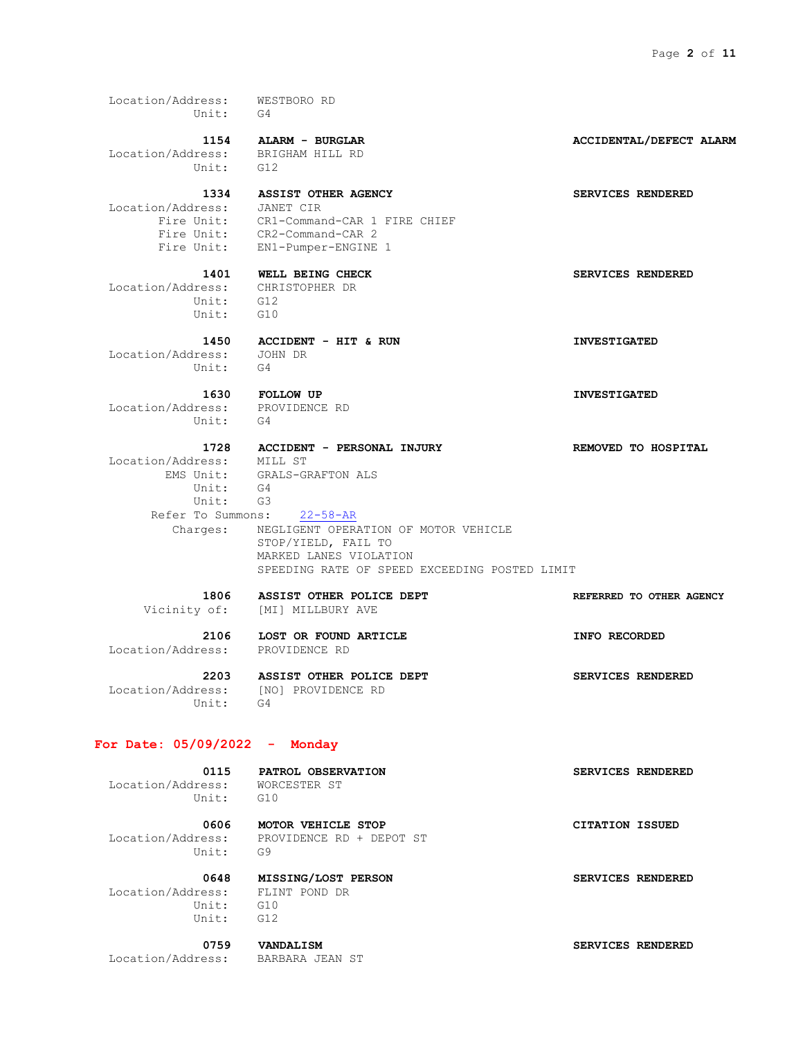Location/Address: WESTBORO RD
Unit: G4

**1154 ALARM - BURGLAR** — **ACCIDENTAL/DEFECT ALARM**
Location/Address: BRIGHAM HILL RD
Unit: G12

**1334 ASSIST OTHER AGENCY** — **SERVICES RENDERED**
Location/Address: JANET CIR
Fire Unit: CR1-Command-CAR 1 FIRE CHIEF
Fire Unit: CR2-Command-CAR 2
Fire Unit: EN1-Pumper-ENGINE 1

**1401 WELL BEING CHECK** — **SERVICES RENDERED**
Location/Address: CHRISTOPHER DR
Unit: G12
Unit: G10

**1450 ACCIDENT - HIT & RUN** — **INVESTIGATED**
Location/Address: JOHN DR
Unit: G4

**1630 FOLLOW UP** — **INVESTIGATED**
Location/Address: PROVIDENCE RD
Unit: G4

**1728 ACCIDENT - PERSONAL INJURY** — **REMOVED TO HOSPITAL**
Location/Address: MILL ST
EMS Unit: GRALS-GRAFTON ALS
Unit: G4
Unit: G3
Refer To Summons: 22-58-AR
Charges: NEGLIGENT OPERATION OF MOTOR VEHICLE
STOP/YIELD, FAIL TO
MARKED LANES VIOLATION
SPEEDING RATE OF SPEED EXCEEDING POSTED LIMIT

**1806 ASSIST OTHER POLICE DEPT** — **REFERRED TO OTHER AGENCY**
Vicinity of: [MI] MILLBURY AVE

**2106 LOST OR FOUND ARTICLE** — **INFO RECORDED**
Location/Address: PROVIDENCE RD

**2203 ASSIST OTHER POLICE DEPT** — **SERVICES RENDERED**
Location/Address: [NO] PROVIDENCE RD
Unit: G4

## For Date: 05/09/2022 - Monday

**0115 PATROL OBSERVATION** — **SERVICES RENDERED**
Location/Address: WORCESTER ST
Unit: G10

**0606 MOTOR VEHICLE STOP** — **CITATION ISSUED**
Location/Address: PROVIDENCE RD + DEPOT ST
Unit: G9

**0648 MISSING/LOST PERSON** — **SERVICES RENDERED**
Location/Address: FLINT POND DR
Unit: G10
Unit: G12

**0759 VANDALISM** — **SERVICES RENDERED**
Location/Address: BARBARA JEAN ST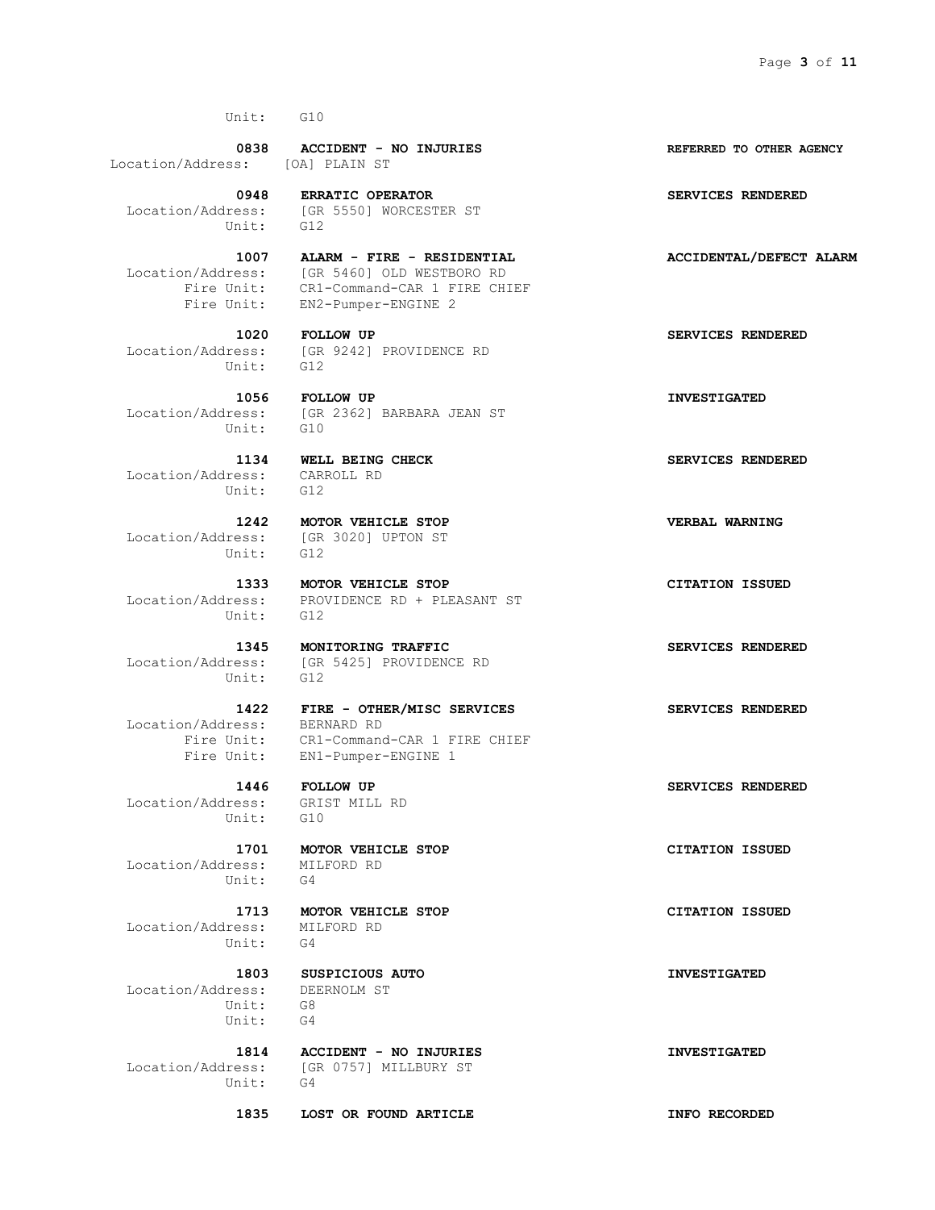Unit: G10

**0838 ACCIDENT - NO INJURIES** **REFERRED TO OTHER AGENCY**
Location/Address: [OA] PLAIN ST

**0948 ERRATIC OPERATOR** **SERVICES RENDERED**
Location/Address: [GR 5550] WORCESTER ST
Unit: G12

**1007 ALARM - FIRE - RESIDENTIAL** **ACCIDENTAL/DEFECT ALARM**
Location/Address: [GR 5460] OLD WESTBORO RD
Fire Unit: CR1-Command-CAR 1 FIRE CHIEF
Fire Unit: EN2-Pumper-ENGINE 2

**1020 FOLLOW UP** **SERVICES RENDERED**
Location/Address: [GR 9242] PROVIDENCE RD
Unit: G12

**1056 FOLLOW UP** **INVESTIGATED**
Location/Address: [GR 2362] BARBARA JEAN ST
Unit: G10

**1134 WELL BEING CHECK** **SERVICES RENDERED**
Location/Address: CARROLL RD
Unit: G12

**1242 MOTOR VEHICLE STOP** **VERBAL WARNING**
Location/Address: [GR 3020] UPTON ST
Unit: G12

**1333 MOTOR VEHICLE STOP** **CITATION ISSUED**
Location/Address: PROVIDENCE RD + PLEASANT ST
Unit: G12

**1345 MONITORING TRAFFIC** **SERVICES RENDERED**
Location/Address: [GR 5425] PROVIDENCE RD
Unit: G12

**1422 FIRE - OTHER/MISC SERVICES** **SERVICES RENDERED**
Location/Address: BERNARD RD
Fire Unit: CR1-Command-CAR 1 FIRE CHIEF
Fire Unit: EN1-Pumper-ENGINE 1

**1446 FOLLOW UP** **SERVICES RENDERED**
Location/Address: GRIST MILL RD
Unit: G10

**1701 MOTOR VEHICLE STOP** **CITATION ISSUED**
Location/Address: MILFORD RD
Unit: G4

**1713 MOTOR VEHICLE STOP** **CITATION ISSUED**
Location/Address: MILFORD RD
Unit: G4

**1803 SUSPICIOUS AUTO** **INVESTIGATED**
Location/Address: DEERNOLM ST
Unit: G8
Unit: G4

**1814 ACCIDENT - NO INJURIES** **INVESTIGATED**
Location/Address: [GR 0757] MILLBURY ST
Unit: G4

**1835 LOST OR FOUND ARTICLE** **INFO RECORDED**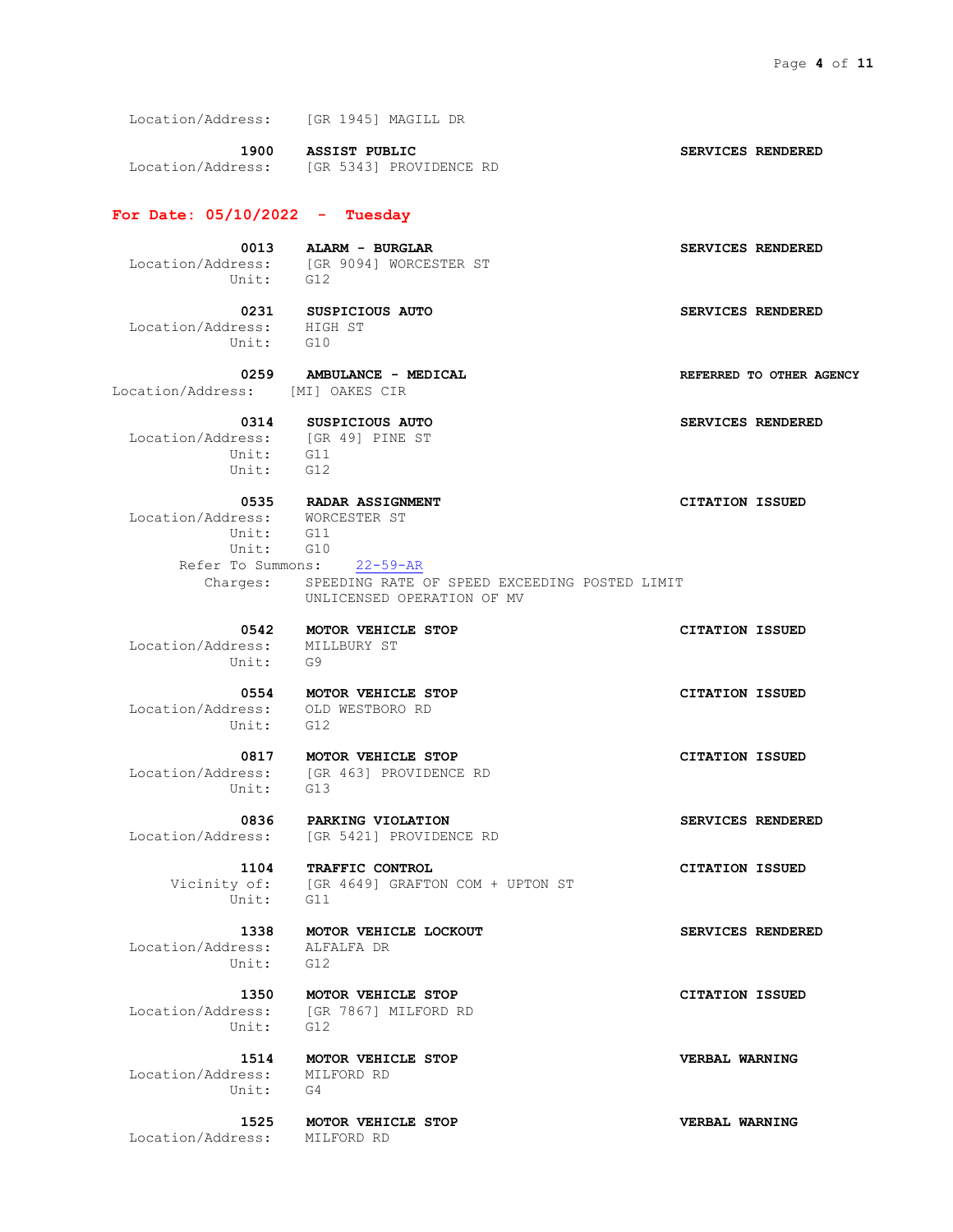Location/Address: [GR 1945] MAGILL DR

**1900 ASSIST PUBLIC** — **SERVICES RENDERED**
Location/Address: [GR 5343] PROVIDENCE RD

## For Date: 05/10/2022 - Tuesday

**0013 ALARM - BURGLAR** — **SERVICES RENDERED**
Location/Address: [GR 9094] WORCESTER ST
Unit: G12

**0231 SUSPICIOUS AUTO** — **SERVICES RENDERED**
Location/Address: HIGH ST
Unit: G10

**0259 AMBULANCE - MEDICAL** — **REFERRED TO OTHER AGENCY**
Location/Address: [MI] OAKES CIR

**0314 SUSPICIOUS AUTO** — **SERVICES RENDERED**
Location/Address: [GR 49] PINE ST
Unit: G11
Unit: G12

**0535 RADAR ASSIGNMENT** — **CITATION ISSUED**
Location/Address: WORCESTER ST
Unit: G11
Unit: G10
Refer To Summons: 22-59-AR
Charges: SPEEDING RATE OF SPEED EXCEEDING POSTED LIMIT
UNLICENSED OPERATION OF MV

**0542 MOTOR VEHICLE STOP** — **CITATION ISSUED**
Location/Address: MILLBURY ST
Unit: G9

**0554 MOTOR VEHICLE STOP** — **CITATION ISSUED**
Location/Address: OLD WESTBORO RD
Unit: G12

**0817 MOTOR VEHICLE STOP** — **CITATION ISSUED**
Location/Address: [GR 463] PROVIDENCE RD
Unit: G13

**0836 PARKING VIOLATION** — **SERVICES RENDERED**
Location/Address: [GR 5421] PROVIDENCE RD

**1104 TRAFFIC CONTROL** — **CITATION ISSUED**
Vicinity of: [GR 4649] GRAFTON COM + UPTON ST
Unit: G11

**1338 MOTOR VEHICLE LOCKOUT** — **SERVICES RENDERED**
Location/Address: ALFALFA DR
Unit: G12

**1350 MOTOR VEHICLE STOP** — **CITATION ISSUED**
Location/Address: [GR 7867] MILFORD RD
Unit: G12

**1514 MOTOR VEHICLE STOP** — **VERBAL WARNING**
Location/Address: MILFORD RD
Unit: G4

**1525 MOTOR VEHICLE STOP** — **VERBAL WARNING**
Location/Address: MILFORD RD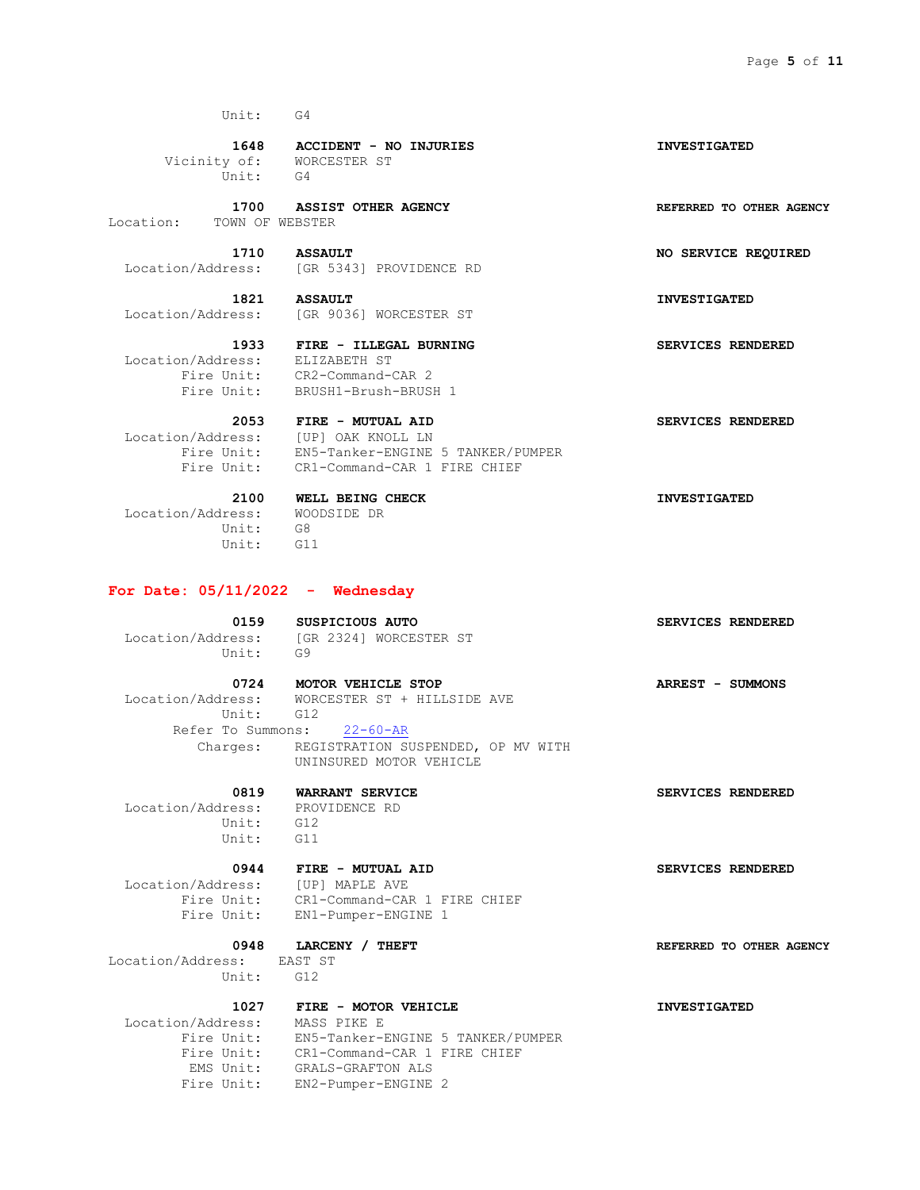Unit: G4

**1648 ACCIDENT - NO INJURIES** **INVESTIGATED**
Vicinity of: WORCESTER ST
Unit: G4

**1700 ASSIST OTHER AGENCY** **REFERRED TO OTHER AGENCY**
Location: TOWN OF WEBSTER

**1710 ASSAULT** **NO SERVICE REQUIRED**
Location/Address: [GR 5343] PROVIDENCE RD

**1821 ASSAULT** **INVESTIGATED**
Location/Address: [GR 9036] WORCESTER ST

**1933 FIRE - ILLEGAL BURNING** **SERVICES RENDERED**
Location/Address: ELIZABETH ST
Fire Unit: CR2-Command-CAR 2
Fire Unit: BRUSH1-Brush-BRUSH 1

**2053 FIRE - MUTUAL AID** **SERVICES RENDERED**
Location/Address: [UP] OAK KNOLL LN
Fire Unit: EN5-Tanker-ENGINE 5 TANKER/PUMPER
Fire Unit: CR1-Command-CAR 1 FIRE CHIEF

**2100 WELL BEING CHECK** **INVESTIGATED**
Location/Address: WOODSIDE DR
Unit: G8
Unit: G11

## For Date: 05/11/2022 - Wednesday

**0159 SUSPICIOUS AUTO** **SERVICES RENDERED**
Location/Address: [GR 2324] WORCESTER ST
Unit: G9

**0724 MOTOR VEHICLE STOP** **ARREST - SUMMONS**
Location/Address: WORCESTER ST + HILLSIDE AVE
Unit: G12
Refer To Summons: 22-60-AR
Charges: REGISTRATION SUSPENDED, OP MV WITH
UNINSURED MOTOR VEHICLE

**0819 WARRANT SERVICE** **SERVICES RENDERED**
Location/Address: PROVIDENCE RD
Unit: G12
Unit: G11

**0944 FIRE - MUTUAL AID** **SERVICES RENDERED**
Location/Address: [UP] MAPLE AVE
Fire Unit: CR1-Command-CAR 1 FIRE CHIEF
Fire Unit: EN1-Pumper-ENGINE 1

**0948 LARCENY / THEFT** **REFERRED TO OTHER AGENCY**
Location/Address: EAST ST
Unit: G12

**1027 FIRE - MOTOR VEHICLE** **INVESTIGATED**
Location/Address: MASS PIKE E
Fire Unit: EN5-Tanker-ENGINE 5 TANKER/PUMPER
Fire Unit: CR1-Command-CAR 1 FIRE CHIEF
EMS Unit: GRALS-GRAFTON ALS
Fire Unit: EN2-Pumper-ENGINE 2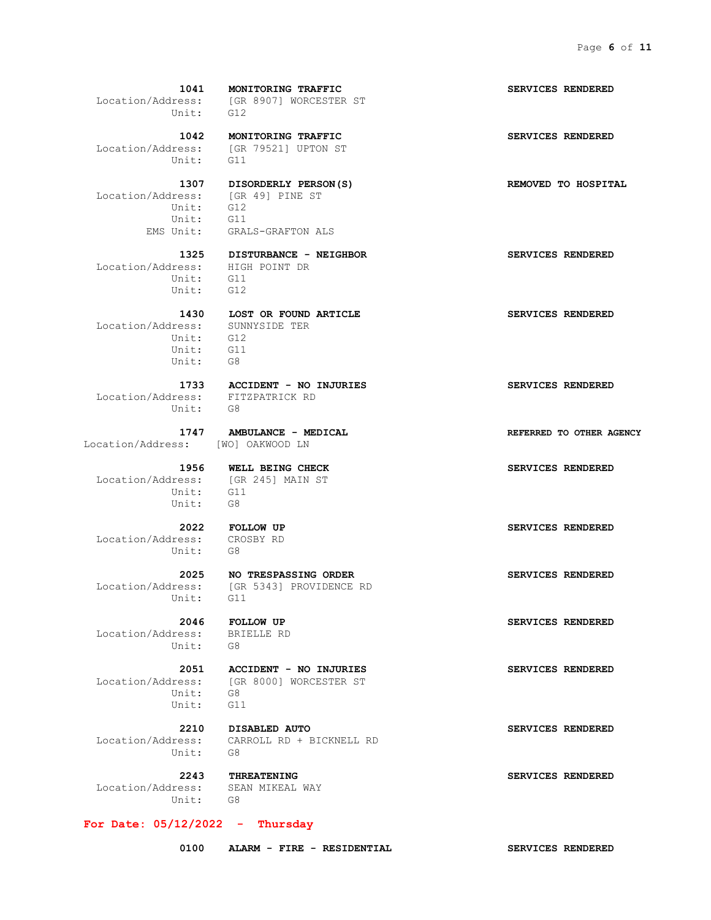**1041** **MONITORING TRAFFIC** **SERVICES RENDERED**
Location/Address: [GR 8907] WORCESTER ST
Unit: G12

**1042** **MONITORING TRAFFIC** **SERVICES RENDERED**
Location/Address: [GR 79521] UPTON ST
Unit: G11

**1307** **DISORDERLY PERSON(S)** **REMOVED TO HOSPITAL**
Location/Address: [GR 49] PINE ST
Unit: G12
Unit: G11
EMS Unit: GRALS-GRAFTON ALS

**1325** **DISTURBANCE - NEIGHBOR** **SERVICES RENDERED**
Location/Address: HIGH POINT DR
Unit: G11
Unit: G12

**1430** **LOST OR FOUND ARTICLE** **SERVICES RENDERED**
Location/Address: SUNNYSIDE TER
Unit: G12
Unit: G11
Unit: G8

**1733** **ACCIDENT - NO INJURIES** **SERVICES RENDERED**
Location/Address: FITZPATRICK RD
Unit: G8

**1747** **AMBULANCE - MEDICAL** **REFERRED TO OTHER AGENCY**
Location/Address: [WO] OAKWOOD LN

**1956** **WELL BEING CHECK** **SERVICES RENDERED**
Location/Address: [GR 245] MAIN ST
Unit: G11
Unit: G8

**2022** **FOLLOW UP** **SERVICES RENDERED**
Location/Address: CROSBY RD
Unit: G8

**2025** **NO TRESPASSING ORDER** **SERVICES RENDERED**
Location/Address: [GR 5343] PROVIDENCE RD
Unit: G11

**2046** **FOLLOW UP** **SERVICES RENDERED**
Location/Address: BRIELLE RD
Unit: G8

**2051** **ACCIDENT - NO INJURIES** **SERVICES RENDERED**
Location/Address: [GR 8000] WORCESTER ST
Unit: G8
Unit: G11

**2210** **DISABLED AUTO** **SERVICES RENDERED**
Location/Address: CARROLL RD + BICKNELL RD
Unit: G8

**2243** **THREATENING** **SERVICES RENDERED**
Location/Address: SEAN MIKEAL WAY
Unit: G8

## For Date: 05/12/2022 - Thursday

**0100** **ALARM - FIRE - RESIDENTIAL** **SERVICES RENDERED**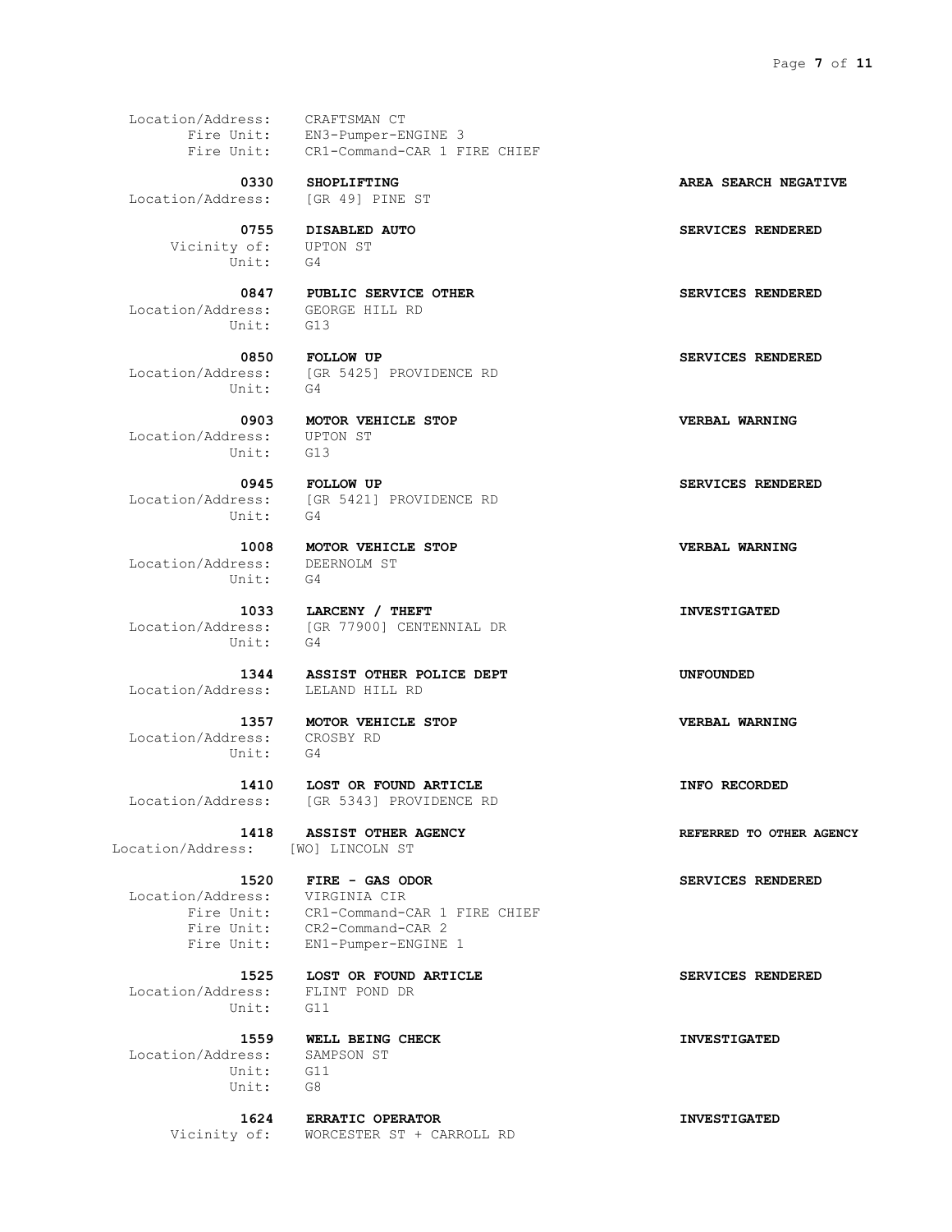Location/Address: CRAFTSMAN CT
Fire Unit: EN3-Pumper-ENGINE 3
Fire Unit: CR1-Command-CAR 1 FIRE CHIEF

**0330 SHOPLIFTING** **AREA SEARCH NEGATIVE**
Location/Address: [GR 49] PINE ST

**0755 DISABLED AUTO** **SERVICES RENDERED**
Vicinity of: UPTON ST
Unit: G4

**0847 PUBLIC SERVICE OTHER** **SERVICES RENDERED**
Location/Address: GEORGE HILL RD
Unit: G13

**0850 FOLLOW UP** **SERVICES RENDERED**
Location/Address: [GR 5425] PROVIDENCE RD
Unit: G4

**0903 MOTOR VEHICLE STOP** **VERBAL WARNING**
Location/Address: UPTON ST
Unit: G13

**0945 FOLLOW UP** **SERVICES RENDERED**
Location/Address: [GR 5421] PROVIDENCE RD
Unit: G4

**1008 MOTOR VEHICLE STOP** **VERBAL WARNING**
Location/Address: DEERNOLM ST
Unit: G4

**1033 LARCENY / THEFT** **INVESTIGATED**
Location/Address: [GR 77900] CENTENNIAL DR
Unit: G4

**1344 ASSIST OTHER POLICE DEPT** **UNFOUNDED**
Location/Address: LELAND HILL RD

**1357 MOTOR VEHICLE STOP** **VERBAL WARNING**
Location/Address: CROSBY RD
Unit: G4

**1410 LOST OR FOUND ARTICLE** **INFO RECORDED**
Location/Address: [GR 5343] PROVIDENCE RD

**1418 ASSIST OTHER AGENCY** **REFERRED TO OTHER AGENCY**
Location/Address: [WO] LINCOLN ST

**1520 FIRE - GAS ODOR** **SERVICES RENDERED**
Location/Address: VIRGINIA CIR
Fire Unit: CR1-Command-CAR 1 FIRE CHIEF
Fire Unit: CR2-Command-CAR 2
Fire Unit: EN1-Pumper-ENGINE 1

**1525 LOST OR FOUND ARTICLE** **SERVICES RENDERED**
Location/Address: FLINT POND DR
Unit: G11

**1559 WELL BEING CHECK** **INVESTIGATED**
Location/Address: SAMPSON ST
Unit: G11
Unit: G8

**1624 ERRATIC OPERATOR** **INVESTIGATED**
Vicinity of: WORCESTER ST + CARROLL RD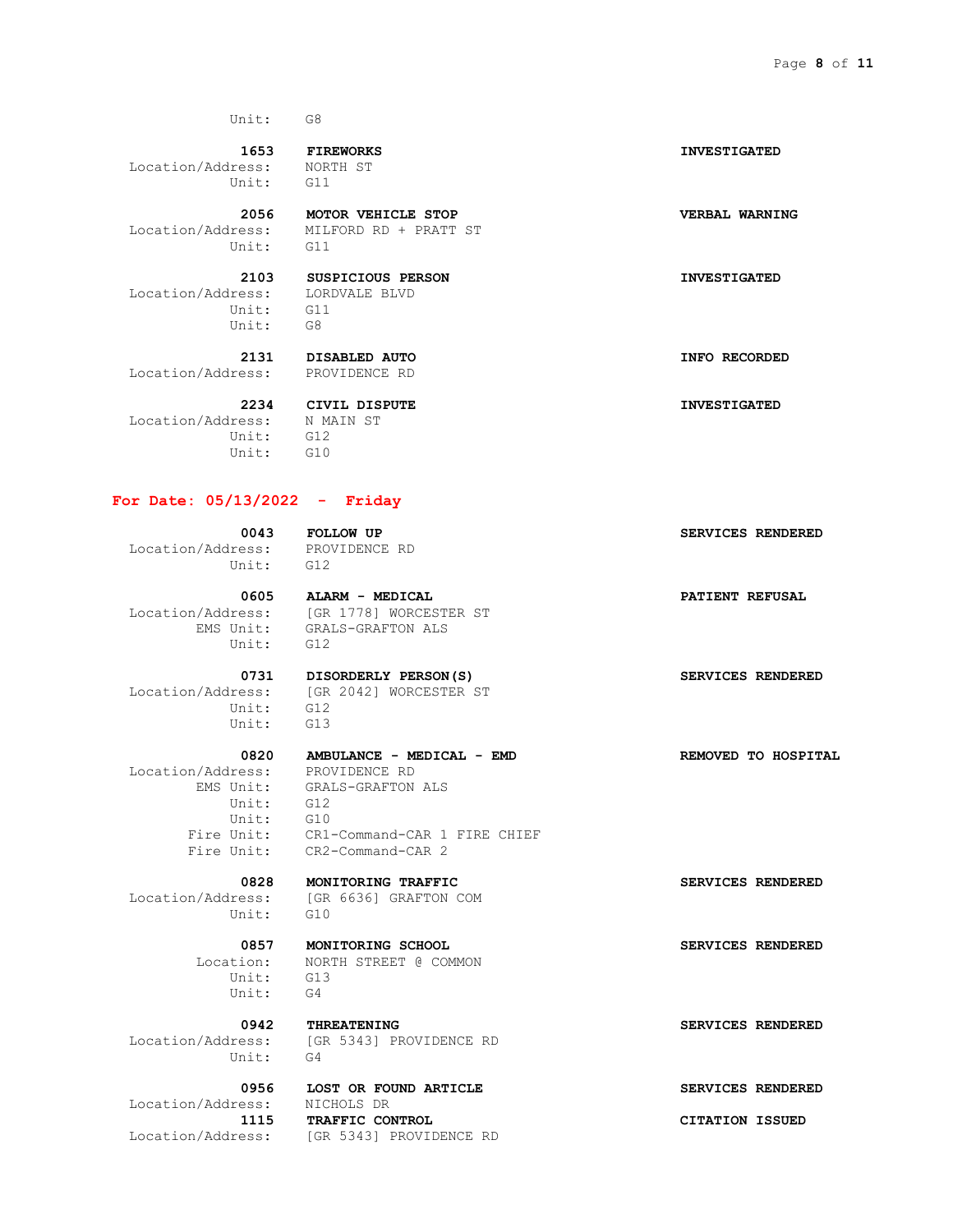Unit: G8

**1653** **FIREWORKS** **INVESTIGATED**
Location/Address: NORTH ST
Unit: G11

**2056** **MOTOR VEHICLE STOP** **VERBAL WARNING**
Location/Address: MILFORD RD + PRATT ST
Unit: G11

**2103** **SUSPICIOUS PERSON** **INVESTIGATED**
Location/Address: LORDVALE BLVD
Unit: G11
Unit: G8

**2131** **DISABLED AUTO** **INFO RECORDED**
Location/Address: PROVIDENCE RD

**2234** **CIVIL DISPUTE** **INVESTIGATED**
Location/Address: N MAIN ST
Unit: G12
Unit: G10

## For Date: 05/13/2022 - Friday

**0043** **FOLLOW UP** **SERVICES RENDERED**
Location/Address: PROVIDENCE RD
Unit: G12

**0605** **ALARM - MEDICAL** **PATIENT REFUSAL**
Location/Address: [GR 1778] WORCESTER ST
EMS Unit: GRALS-GRAFTON ALS
Unit: G12

**0731** **DISORDERLY PERSON(S)** **SERVICES RENDERED**
Location/Address: [GR 2042] WORCESTER ST
Unit: G12
Unit: G13

**0820** **AMBULANCE - MEDICAL - EMD** **REMOVED TO HOSPITAL**
Location/Address: PROVIDENCE RD
EMS Unit: GRALS-GRAFTON ALS
Unit: G12
Unit: G10
Fire Unit: CR1-Command-CAR 1 FIRE CHIEF
Fire Unit: CR2-Command-CAR 2

**0828** **MONITORING TRAFFIC** **SERVICES RENDERED**
Location/Address: [GR 6636] GRAFTON COM
Unit: G10

**0857** **MONITORING SCHOOL** **SERVICES RENDERED**
Location: NORTH STREET @ COMMON
Unit: G13
Unit: G4

**0942** **THREATENING** **SERVICES RENDERED**
Location/Address: [GR 5343] PROVIDENCE RD
Unit: G4

**0956** **LOST OR FOUND ARTICLE** **SERVICES RENDERED**
Location/Address: NICHOLS DR

**1115** **TRAFFIC CONTROL** **CITATION ISSUED**
Location/Address: [GR 5343] PROVIDENCE RD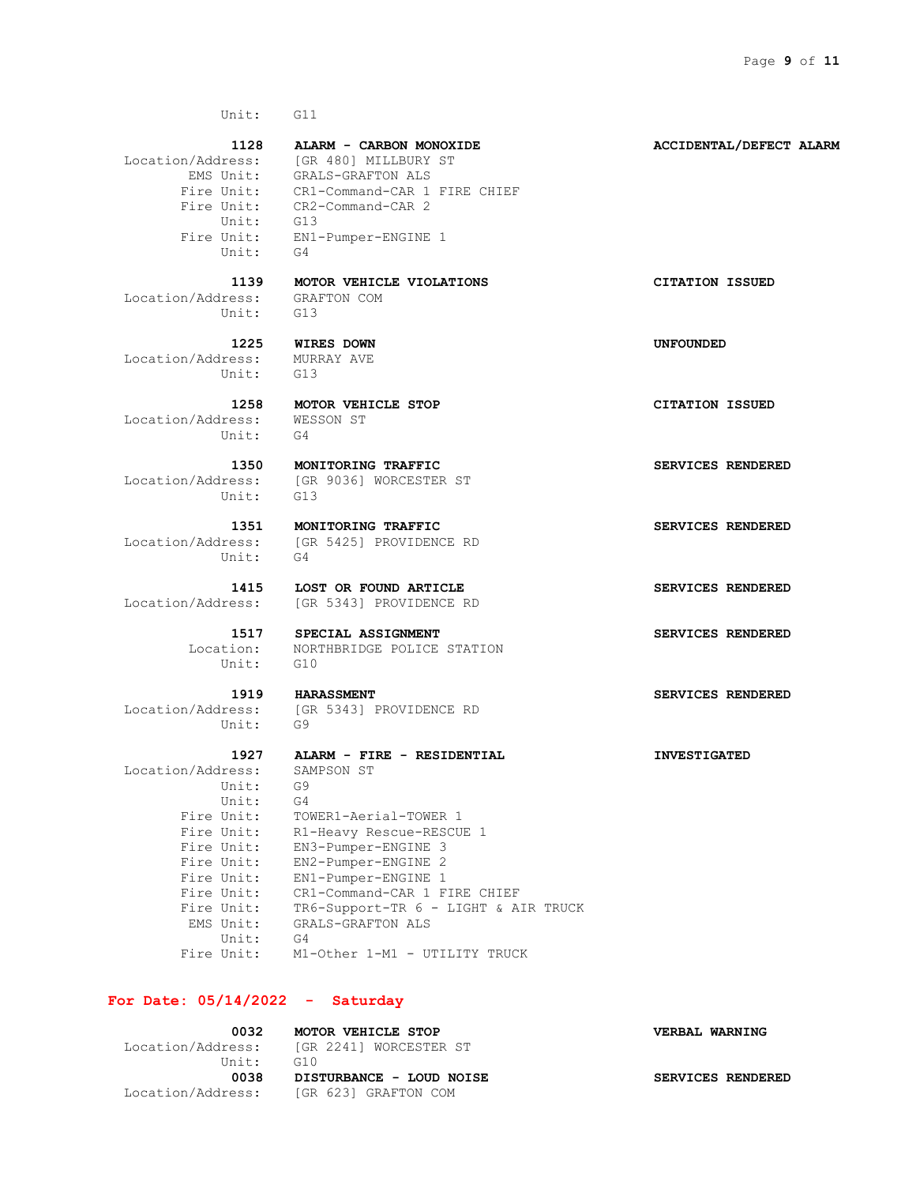Unit: G11

**1128** **ALARM - CARBON MONOXIDE** **ACCIDENTAL/DEFECT ALARM**
Location/Address: [GR 480] MILLBURY ST
EMS Unit: GRALS-GRAFTON ALS
Fire Unit: CR1-Command-CAR 1 FIRE CHIEF
Fire Unit: CR2-Command-CAR 2
Unit: G13
Fire Unit: EN1-Pumper-ENGINE 1
Unit: G4

**1139** **MOTOR VEHICLE VIOLATIONS** **CITATION ISSUED**
Location/Address: GRAFTON COM
Unit: G13

**1225** **WIRES DOWN** **UNFOUNDED**
Location/Address: MURRAY AVE
Unit: G13

**1258** **MOTOR VEHICLE STOP** **CITATION ISSUED**
Location/Address: WESSON ST
Unit: G4

**1350** **MONITORING TRAFFIC** **SERVICES RENDERED**
Location/Address: [GR 9036] WORCESTER ST
Unit: G13

**1351** **MONITORING TRAFFIC** **SERVICES RENDERED**
Location/Address: [GR 5425] PROVIDENCE RD
Unit: G4

**1415** **LOST OR FOUND ARTICLE** **SERVICES RENDERED**
Location/Address: [GR 5343] PROVIDENCE RD

**1517** **SPECIAL ASSIGNMENT** **SERVICES RENDERED**
Location: NORTHBRIDGE POLICE STATION
Unit: G10

**1919** **HARASSMENT** **SERVICES RENDERED**
Location/Address: [GR 5343] PROVIDENCE RD
Unit: G9

**1927** **ALARM - FIRE - RESIDENTIAL** **INVESTIGATED**
Location/Address: SAMPSON ST
Unit: G9
Unit: G4
Fire Unit: TOWER1-Aerial-TOWER 1
Fire Unit: R1-Heavy Rescue-RESCUE 1
Fire Unit: EN3-Pumper-ENGINE 3
Fire Unit: EN2-Pumper-ENGINE 2
Fire Unit: EN1-Pumper-ENGINE 1
Fire Unit: CR1-Command-CAR 1 FIRE CHIEF
Fire Unit: TR6-Support-TR 6 - LIGHT & AIR TRUCK
EMS Unit: GRALS-GRAFTON ALS
Unit: G4
Fire Unit: M1-Other 1-M1 - UTILITY TRUCK

## For Date: 05/14/2022 - Saturday

**0032** **MOTOR VEHICLE STOP** **VERBAL WARNING**
Location/Address: [GR 2241] WORCESTER ST
Unit: G10

**0038** **DISTURBANCE - LOUD NOISE** **SERVICES RENDERED**
Location/Address: [GR 623] GRAFTON COM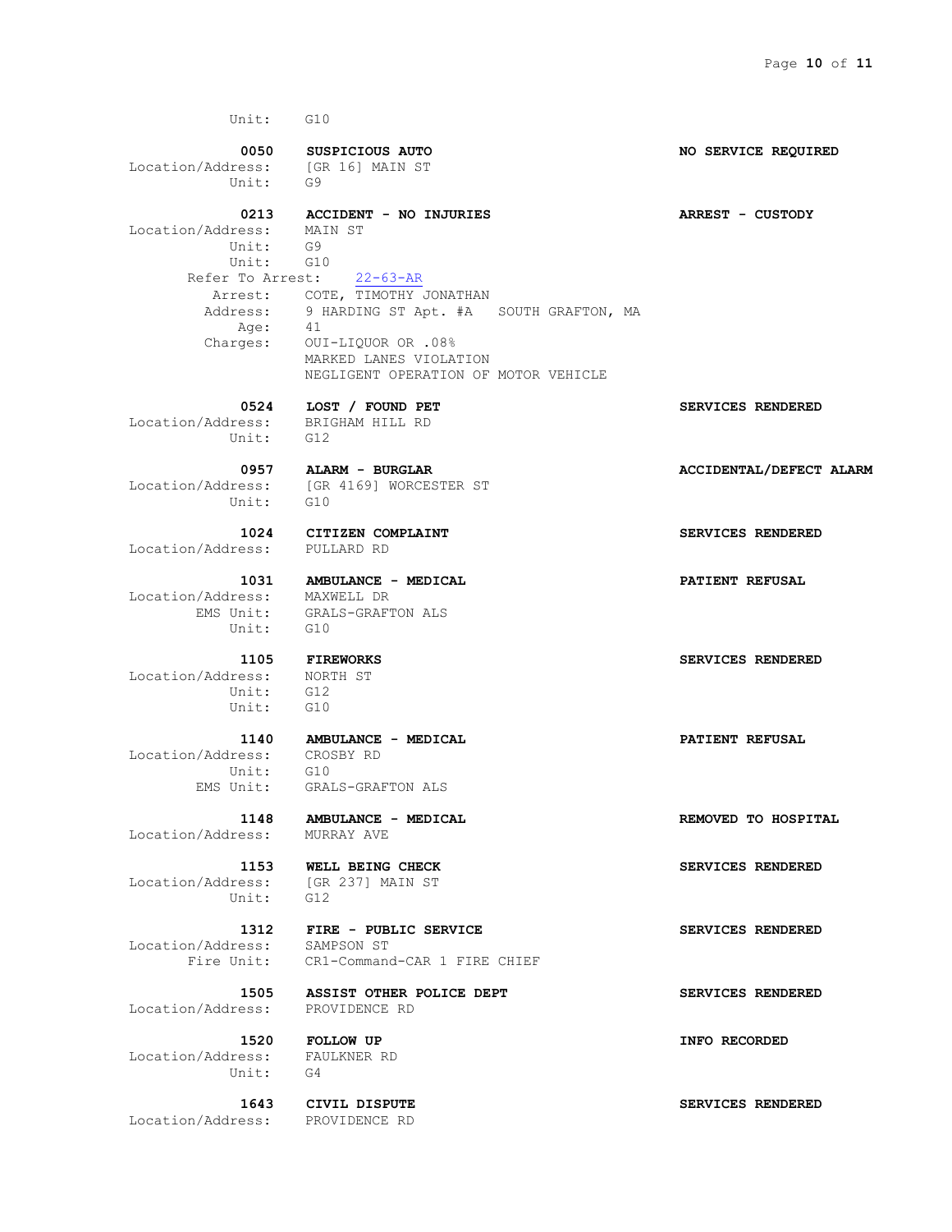Unit: G10

**0050 SUSPICIOUS AUTO** — **NO SERVICE REQUIRED**
Location/Address: [GR 16] MAIN ST
Unit: G9

**0213 ACCIDENT - NO INJURIES** — **ARREST - CUSTODY**
Location/Address: MAIN ST
Unit: G9
Unit: G10
Refer To Arrest: 22-63-AR
Arrest: COTE, TIMOTHY JONATHAN
Address: 9 HARDING ST Apt. #A SOUTH GRAFTON, MA
Age: 41
Charges: OUI-LIQUOR OR .08%
MARKED LANES VIOLATION
NEGLIGENT OPERATION OF MOTOR VEHICLE

**0524 LOST / FOUND PET** — **SERVICES RENDERED**
Location/Address: BRIGHAM HILL RD
Unit: G12

**0957 ALARM - BURGLAR** — **ACCIDENTAL/DEFECT ALARM**
Location/Address: [GR 4169] WORCESTER ST
Unit: G10

**1024 CITIZEN COMPLAINT** — **SERVICES RENDERED**
Location/Address: PULLARD RD

**1031 AMBULANCE - MEDICAL** — **PATIENT REFUSAL**
Location/Address: MAXWELL DR
EMS Unit: GRALS-GRAFTON ALS
Unit: G10

**1105 FIREWORKS** — **SERVICES RENDERED**
Location/Address: NORTH ST
Unit: G12
Unit: G10

**1140 AMBULANCE - MEDICAL** — **PATIENT REFUSAL**
Location/Address: CROSBY RD
Unit: G10
EMS Unit: GRALS-GRAFTON ALS

**1148 AMBULANCE - MEDICAL** — **REMOVED TO HOSPITAL**
Location/Address: MURRAY AVE

**1153 WELL BEING CHECK** — **SERVICES RENDERED**
Location/Address: [GR 237] MAIN ST
Unit: G12

**1312 FIRE - PUBLIC SERVICE** — **SERVICES RENDERED**
Location/Address: SAMPSON ST
Fire Unit: CR1-Command-CAR 1 FIRE CHIEF

**1505 ASSIST OTHER POLICE DEPT** — **SERVICES RENDERED**
Location/Address: PROVIDENCE RD

**1520 FOLLOW UP** — **INFO RECORDED**
Location/Address: FAULKNER RD
Unit: G4

**1643 CIVIL DISPUTE** — **SERVICES RENDERED**
Location/Address: PROVIDENCE RD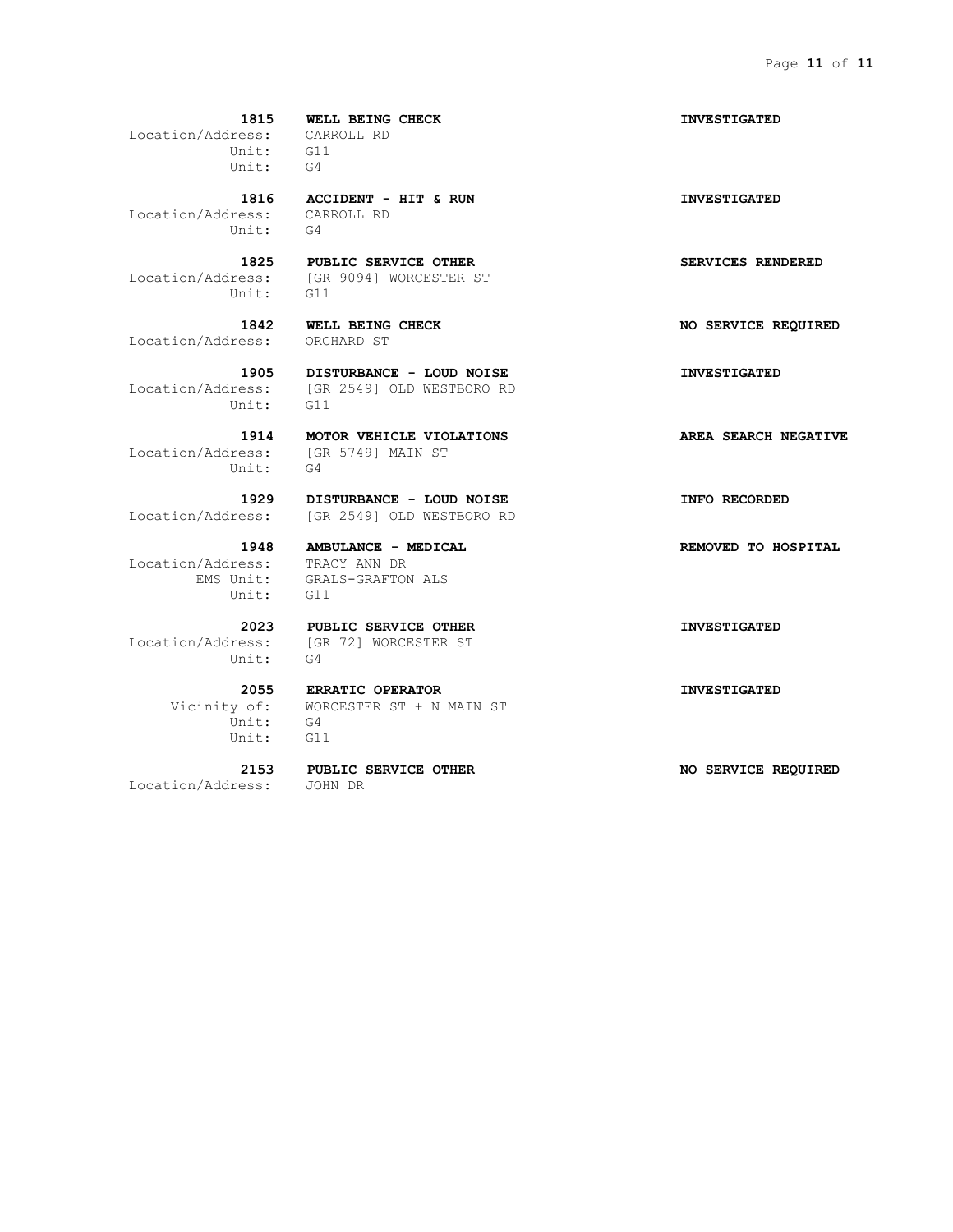**1815 WELL BEING CHECK** **INVESTIGATED**
Location/Address: CARROLL RD
Unit: G11
Unit: G4

**1816 ACCIDENT - HIT & RUN** **INVESTIGATED**
Location/Address: CARROLL RD
Unit: G4

**1825 PUBLIC SERVICE OTHER** **SERVICES RENDERED**
Location/Address: [GR 9094] WORCESTER ST
Unit: G11

**1842 WELL BEING CHECK** **NO SERVICE REQUIRED**
Location/Address: ORCHARD ST

**1905 DISTURBANCE - LOUD NOISE** **INVESTIGATED**
Location/Address: [GR 2549] OLD WESTBORO RD
Unit: G11

**1914 MOTOR VEHICLE VIOLATIONS** **AREA SEARCH NEGATIVE**
Location/Address: [GR 5749] MAIN ST
Unit: G4

**1929 DISTURBANCE - LOUD NOISE** **INFO RECORDED**
Location/Address: [GR 2549] OLD WESTBORO RD

**1948 AMBULANCE - MEDICAL** **REMOVED TO HOSPITAL**
Location/Address: TRACY ANN DR
EMS Unit: GRALS-GRAFTON ALS
Unit: G11

**2023 PUBLIC SERVICE OTHER** **INVESTIGATED**
Location/Address: [GR 72] WORCESTER ST
Unit: G4

**2055 ERRATIC OPERATOR** **INVESTIGATED**
Vicinity of: WORCESTER ST + N MAIN ST
Unit: G4
Unit: G11

**2153 PUBLIC SERVICE OTHER** **NO SERVICE REQUIRED**
Location/Address: JOHN DR